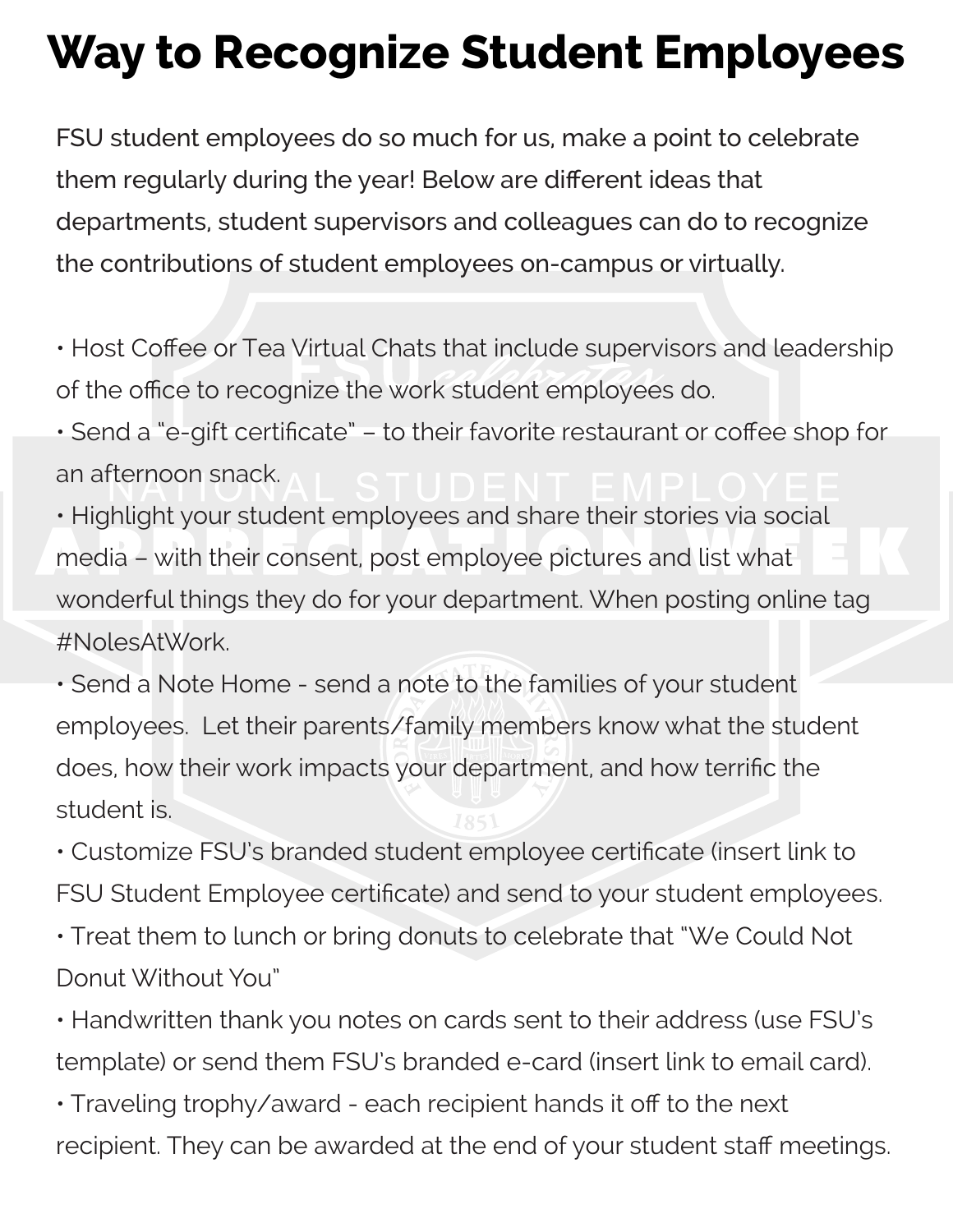# Way to Recognize Student Employees

FSU student employees do so much for us, make a point to celebrate them regularly during the year! Below are different ideas that departments, student supervisors and colleagues can do to recognize the contributions of student employees on-campus or virtually.

- Host Coffee or Tea Virtual Chats that include supervisors and leadership of the office to recognize the work student employees do.
- Send a "e-gift certificate" – to their favorite restaurant or coffee shop for an afternoon snack.
- Highlight your student employees and share their stories via social media – with their consent, post employee pictures and list what wonderful things they do for your department. When posting online tag #NolesAtWork.
- Send a Note Home - send a note to the families of your student employees. Let their parents/family members know what the student does, how their work impacts your department, and how terrific the student is.
- Customize FSU's branded student employee certificate (insert link to FSU Student Employee certificate) and send to your student employees.
- Treat them to lunch or bring donuts to celebrate that "We Could Not Donut Without You"
- Handwritten thank you notes on cards sent to their address (use FSU's template) or send them FSU's branded e-card (insert link to email card).
- Traveling trophy/award - each recipient hands it off to the next recipient. They can be awarded at the end of your student staff meetings.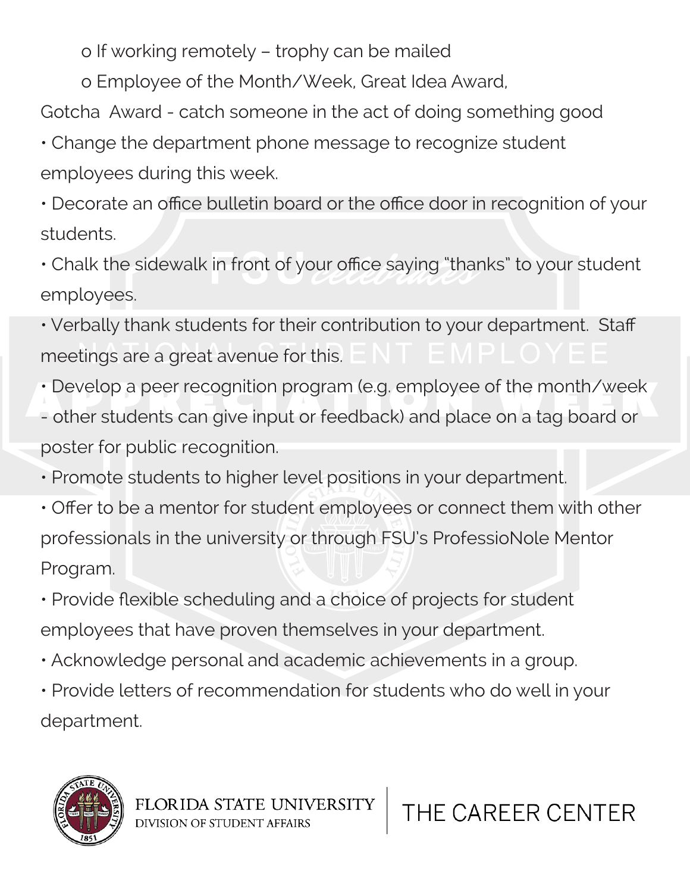- If working remotely – trophy can be mailed
  - Employee of the Month/Week, Great Idea Award,

Gotcha Award - catch someone in the act of doing something good

- Change the department phone message to recognize student employees during this week.
- Decorate an office bulletin board or the office door in recognition of your students.
- Chalk the sidewalk in front of your office saying "thanks" to your student employees.
- Verbally thank students for their contribution to your department. Staff meetings are a great avenue for this.
- Develop a peer recognition program (e.g. employee of the month/week - other students can give input or feedback) and place on a tag board or poster for public recognition.
- Promote students to higher level positions in your department.
- Offer to be a mentor for student employees or connect them with other professionals in the university or through FSU's ProfessioNole Mentor Program.
- Provide flexible scheduling and a choice of projects for student employees that have proven themselves in your department.
- Acknowledge personal and academic achievements in a group.
- Provide letters of recommendation for students who do well in your department.